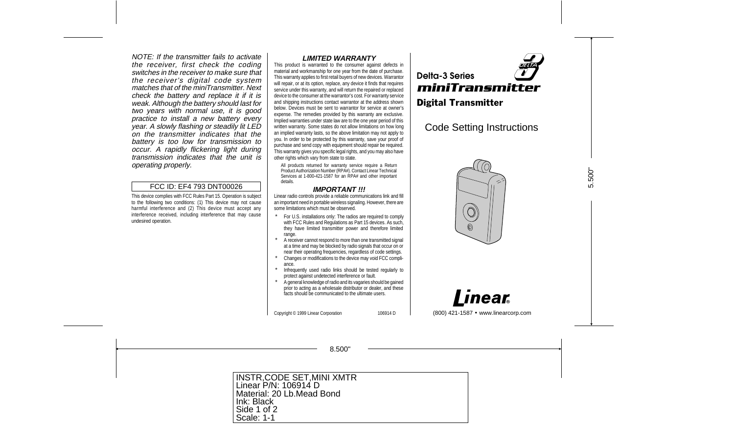*NOTE: If the transmitter fails to activate the receiver, first check the coding switches in the receiver to make sure that the receiver's digital code system matches that of the miniTransmitter. Next check the battery and replace it if it is weak. Although the battery should last for two years with normal use, it is good practice to install a new battery every year. A slowly flashing or steadily lit LED on the transmitter indicates that the battery is too low for transmission to occur. A rapidly flickering light during transmission indicates that the unit is operating properly.*

FCC ID: EF4 793 DNT00026

This device complies with FCC Rules Part 15. Operation is subject to the following two conditions: (1) This device may not cause harmful interference and (2) This device must accept any interference received, including interference that may cause undesired operation.

### *LIMITED WARRANTY*

This product is warranted to the consumer against defects in material and workmanship for one year from the date of purchase. This warranty applies to first retail buyers of new devices. Warrantor will repair, or at its option, replace, any device it finds that requires service under this warranty, and will return the repaired or replaced device to the consumer at the warrantor's cost. For warranty service and shipping instructions contact warrantor at the address shown below. Devices must be sent to warrantor for service at owner's expense. The remedies provided by this warranty are exclusive. Implied warranties under state law are to the one year period of this written warranty. Some states do not allow limitations on how long an implied warranty lasts, so the above limitation may not apply to you. In order to be protected by this warranty, save your proof of purchase and send copy with equipment should repair be required. This warranty gives you specific legal rights, and you may also have other rights which vary from state to state.

All products returned for warranty service require a Return Product Authorization Number (RPA#). Contact Linear Technical Services at 1-800-421-1587 for an RPA# and other important details.

### *IMPORTANT !!!*

Linear radio controls provide a reliable communications link and fill an important need in portable wireless signaling. However, there are some limitations which must be observed.

* For U.S. installations only: The radios are required to comply with FCC Rules and Regulations as Part 15 devices. As such, they have limited transmitter power and therefore limited range.
* A receiver cannot respond to more than one transmitted signal at a time and may be blocked by radio signals that occur on or near their operating frequencies, regardless of code settings.
* Changes or modifications to the device may void FCC compliance.
* Infrequently used radio links should be tested regularly to protect against undetected interference or fault.
* A general knowledge of radio and its vagaries should be gained prior to acting as a wholesale distributor or dealer, and these facts should be communicated to the ultimate users.

Copyright © 1999 Linear Corporation 106914 D

# Delta-3 Series miniTransmitter

## Digital Transmitter

## Code Setting Instructions

Linear®

(800) 421-1587 • www.linearcorp.com

8.500"

5.500"

INSTR,CODE SET,MINI XMTR
Linear P/N: 106914 D
Material: 20 Lb.Mead Bond
Ink: Black
Side 1 of 2
Scale: 1-1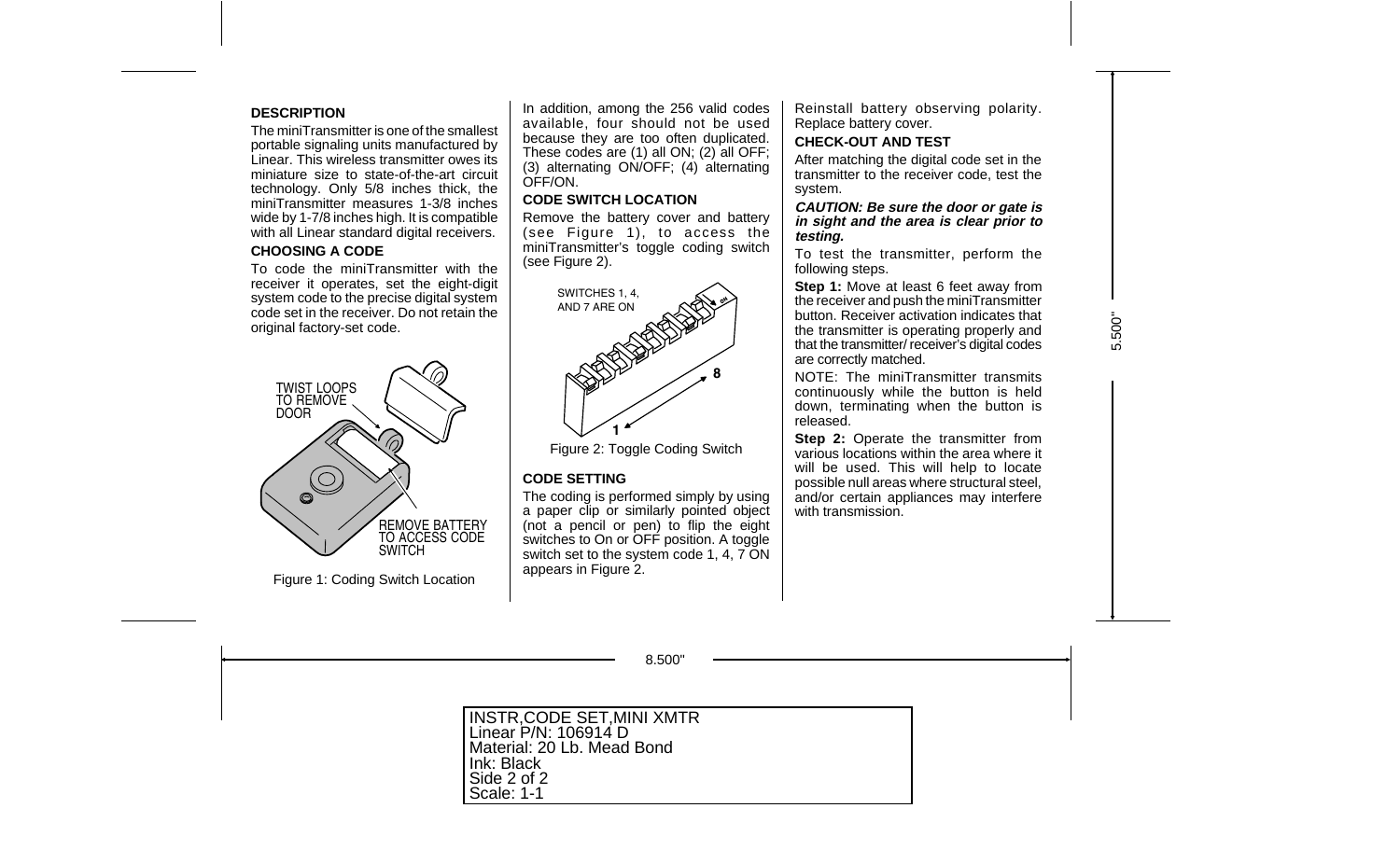## DESCRIPTION

The miniTransmitter is one of the smallest portable signaling units manufactured by Linear. This wireless transmitter owes its miniature size to state-of-the-art circuit technology. Only 5/8 inches thick, the miniTransmitter measures 1-3/8 inches wide by 1-7/8 inches high. It is compatible with all Linear standard digital receivers.

## CHOOSING A CODE

To code the miniTransmitter with the receiver it operates, set the eight-digit system code to the precise digital system code set in the receiver. Do not retain the original factory-set code.

TWIST LOOPS TO REMOVE DOOR

REMOVE BATTERY TO ACCESS CODE SWITCH

Figure 1: Coding Switch Location

In addition, among the 256 valid codes available, four should not be used because they are too often duplicated. These codes are (1) all ON; (2) all OFF; (3) alternating ON/OFF; (4) alternating OFF/ON.

## CODE SWITCH LOCATION

Remove the battery cover and battery (see Figure 1), to access the miniTransmitter's toggle coding switch (see Figure 2).

SWITCHES 1, 4, AND 7 ARE ON

ON

8

1

Figure 2: Toggle Coding Switch

## CODE SETTING

The coding is performed simply by using a paper clip or similarly pointed object (not a pencil or pen) to flip the eight switches to On or OFF position. A toggle switch set to the system code 1, 4, 7 ON appears in Figure 2.

Reinstall battery observing polarity. Replace battery cover.

## CHECK-OUT AND TEST

After matching the digital code set in the transmitter to the receiver code, test the system.

***CAUTION: Be sure the door or gate is in sight and the area is clear prior to testing.***

To test the transmitter, perform the following steps.

**Step 1:** Move at least 6 feet away from the receiver and push the miniTransmitter button. Receiver activation indicates that the transmitter is operating properly and that the transmitter/ receiver's digital codes are correctly matched.

NOTE: The miniTransmitter transmits continuously while the button is held down, terminating when the button is released.

**Step 2:** Operate the transmitter from various locations within the area where it will be used. This will help to locate possible null areas where structural steel, and/or certain appliances may interfere with transmission.

5.500"

8.500"

INSTR,CODE SET,MINI XMTR
Linear P/N: 106914 D
Material: 20 Lb. Mead Bond
Ink: Black
Side 2 of 2
Scale: 1-1